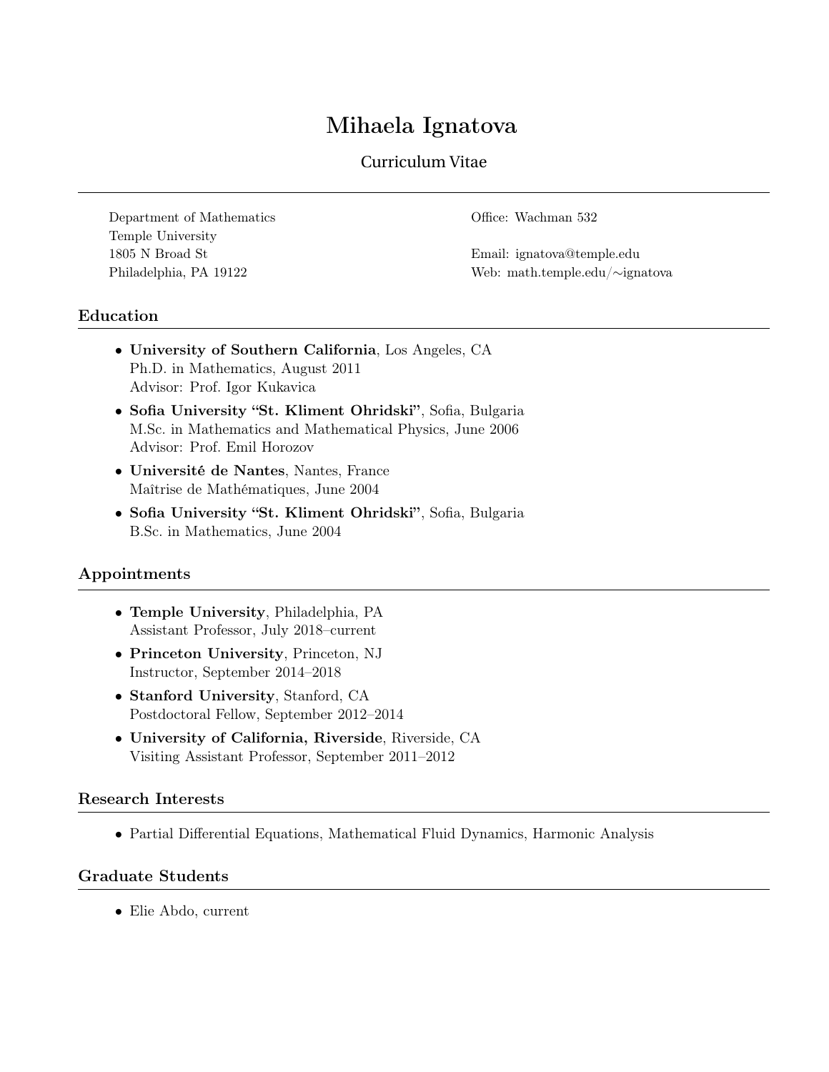# Mihaela Ignatova

Curriculum Vitae

Department of Mathematics
Temple University
1805 N Broad St
Philadelphia, PA 19122

Office: Wachman 532

Email: ignatova@temple.edu
Web: math.temple.edu/∼ignatova

## Education

- **University of Southern California**, Los Angeles, CA
  Ph.D. in Mathematics, August 2011
  Advisor: Prof. Igor Kukavica
- **Sofia University "St. Kliment Ohridski"**, Sofia, Bulgaria
  M.Sc. in Mathematics and Mathematical Physics, June 2006
  Advisor: Prof. Emil Horozov
- **Université de Nantes**, Nantes, France
  Maîtrise de Mathématiques, June 2004
- **Sofia University "St. Kliment Ohridski"**, Sofia, Bulgaria
  B.Sc. in Mathematics, June 2004

## Appointments

- **Temple University**, Philadelphia, PA
  Assistant Professor, July 2018–current
- **Princeton University**, Princeton, NJ
  Instructor, September 2014–2018
- **Stanford University**, Stanford, CA
  Postdoctoral Fellow, September 2012–2014
- **University of California, Riverside**, Riverside, CA
  Visiting Assistant Professor, September 2011–2012

## Research Interests

- Partial Differential Equations, Mathematical Fluid Dynamics, Harmonic Analysis

## Graduate Students

- Elie Abdo, current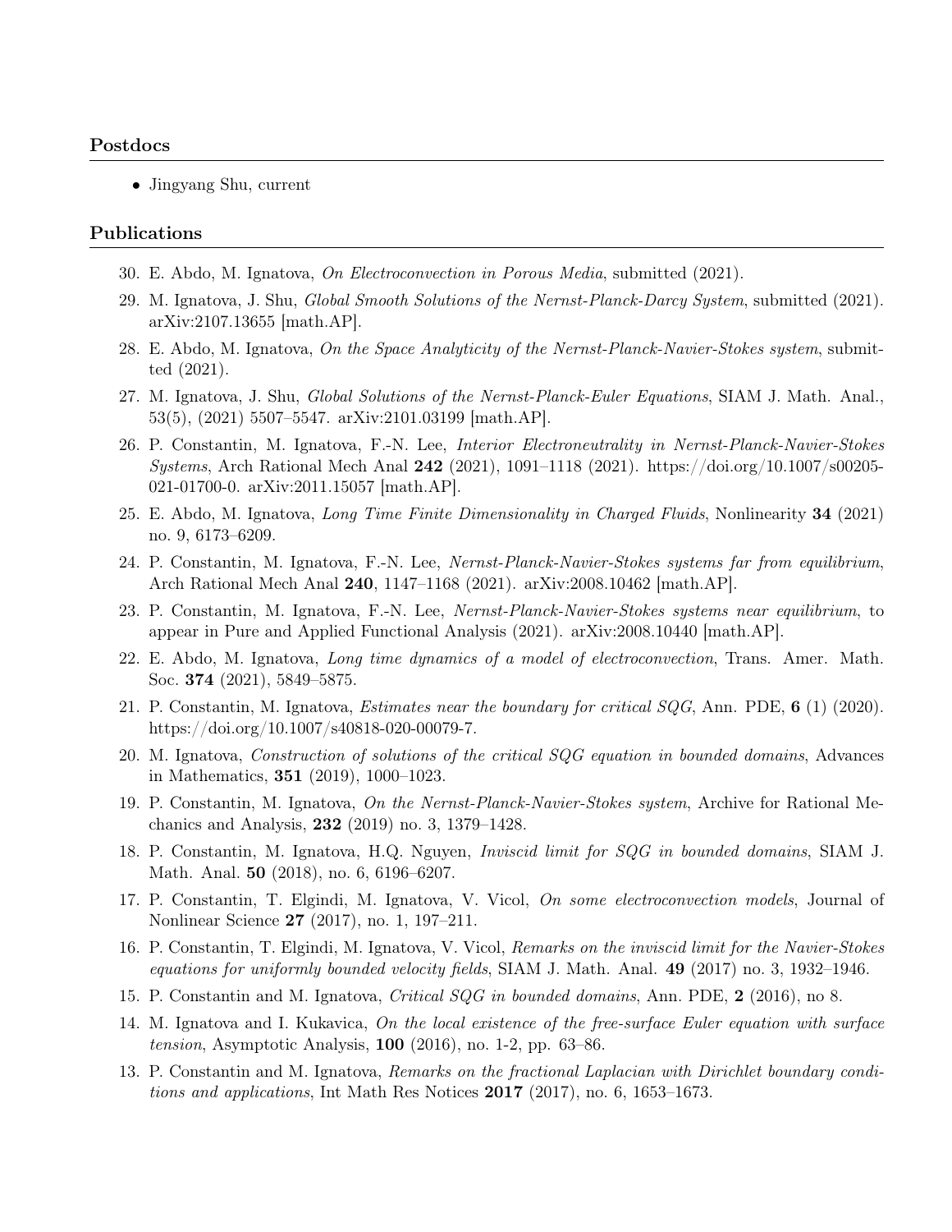## Postdocs

- Jingyang Shu, current

## Publications

30. E. Abdo, M. Ignatova, *On Electroconvection in Porous Media*, submitted (2021).
29. M. Ignatova, J. Shu, *Global Smooth Solutions of the Nernst-Planck-Darcy System*, submitted (2021). arXiv:2107.13655 [math.AP].
28. E. Abdo, M. Ignatova, *On the Space Analyticity of the Nernst-Planck-Navier-Stokes system*, submitted (2021).
27. M. Ignatova, J. Shu, *Global Solutions of the Nernst-Planck-Euler Equations*, SIAM J. Math. Anal., 53(5), (2021) 5507–5547. arXiv:2101.03199 [math.AP].
26. P. Constantin, M. Ignatova, F.-N. Lee, *Interior Electroneutrality in Nernst-Planck-Navier-Stokes Systems*, Arch Rational Mech Anal **242** (2021), 1091–1118 (2021). https://doi.org/10.1007/s00205-021-01700-0. arXiv:2011.15057 [math.AP].
25. E. Abdo, M. Ignatova, *Long Time Finite Dimensionality in Charged Fluids*, Nonlinearity **34** (2021) no. 9, 6173–6209.
24. P. Constantin, M. Ignatova, F.-N. Lee, *Nernst-Planck-Navier-Stokes systems far from equilibrium*, Arch Rational Mech Anal **240**, 1147–1168 (2021). arXiv:2008.10462 [math.AP].
23. P. Constantin, M. Ignatova, F.-N. Lee, *Nernst-Planck-Navier-Stokes systems near equilibrium*, to appear in Pure and Applied Functional Analysis (2021). arXiv:2008.10440 [math.AP].
22. E. Abdo, M. Ignatova, *Long time dynamics of a model of electroconvection*, Trans. Amer. Math. Soc. **374** (2021), 5849–5875.
21. P. Constantin, M. Ignatova, *Estimates near the boundary for critical SQG*, Ann. PDE, **6** (1) (2020). https://doi.org/10.1007/s40818-020-00079-7.
20. M. Ignatova, *Construction of solutions of the critical SQG equation in bounded domains*, Advances in Mathematics, **351** (2019), 1000–1023.
19. P. Constantin, M. Ignatova, *On the Nernst-Planck-Navier-Stokes system*, Archive for Rational Mechanics and Analysis, **232** (2019) no. 3, 1379–1428.
18. P. Constantin, M. Ignatova, H.Q. Nguyen, *Inviscid limit for SQG in bounded domains*, SIAM J. Math. Anal. **50** (2018), no. 6, 6196–6207.
17. P. Constantin, T. Elgindi, M. Ignatova, V. Vicol, *On some electroconvection models*, Journal of Nonlinear Science **27** (2017), no. 1, 197–211.
16. P. Constantin, T. Elgindi, M. Ignatova, V. Vicol, *Remarks on the inviscid limit for the Navier-Stokes equations for uniformly bounded velocity fields*, SIAM J. Math. Anal. **49** (2017) no. 3, 1932–1946.
15. P. Constantin and M. Ignatova, *Critical SQG in bounded domains*, Ann. PDE, **2** (2016), no 8.
14. M. Ignatova and I. Kukavica, *On the local existence of the free-surface Euler equation with surface tension*, Asymptotic Analysis, **100** (2016), no. 1-2, pp. 63–86.
13. P. Constantin and M. Ignatova, *Remarks on the fractional Laplacian with Dirichlet boundary conditions and applications*, Int Math Res Notices **2017** (2017), no. 6, 1653–1673.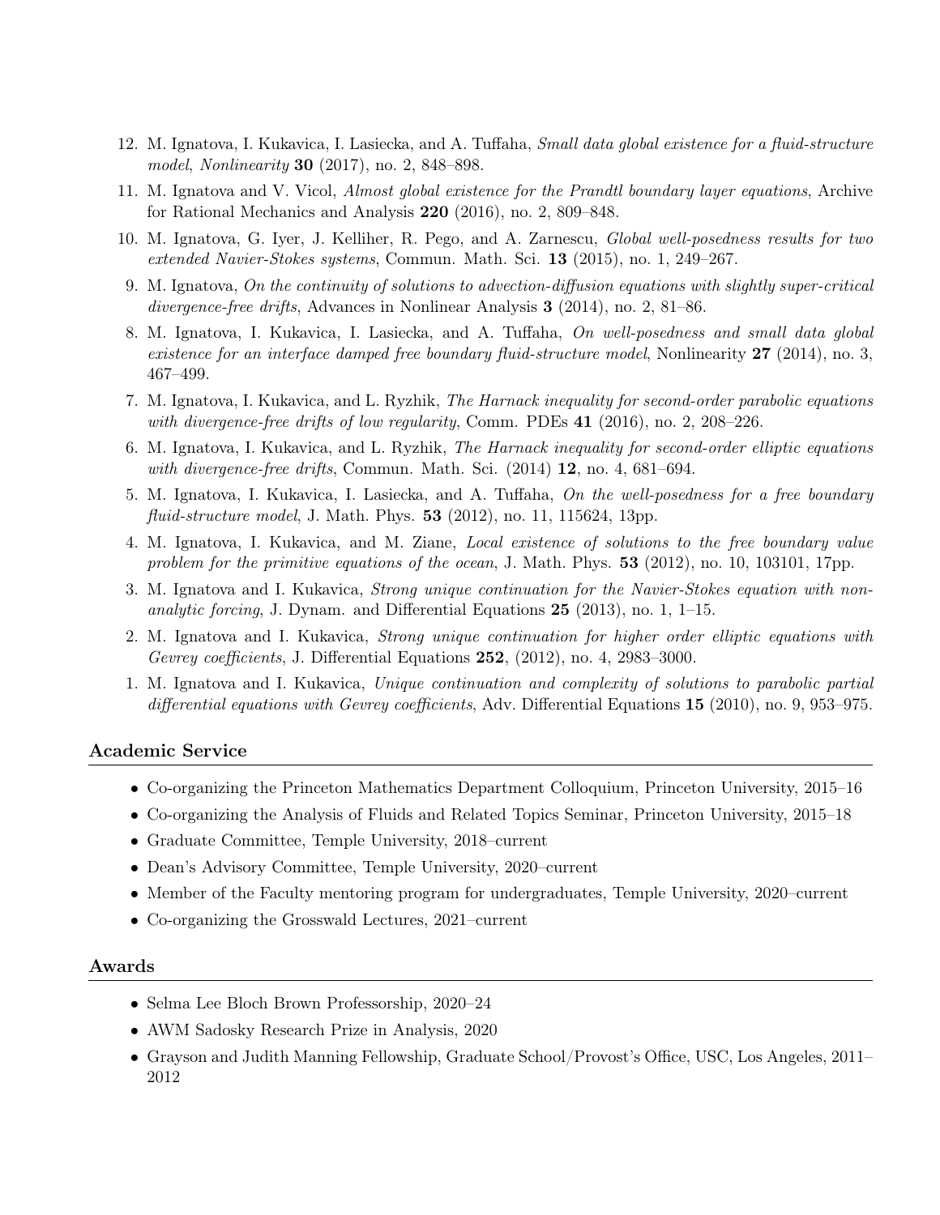12. M. Ignatova, I. Kukavica, I. Lasiecka, and A. Tuffaha, *Small data global existence for a fluid-structure model*, *Nonlinearity* **30** (2017), no. 2, 848–898.
11. M. Ignatova and V. Vicol, *Almost global existence for the Prandtl boundary layer equations*, Archive for Rational Mechanics and Analysis **220** (2016), no. 2, 809–848.
10. M. Ignatova, G. Iyer, J. Kelliher, R. Pego, and A. Zarnescu, *Global well-posedness results for two extended Navier-Stokes systems*, Commun. Math. Sci. **13** (2015), no. 1, 249–267.
9. M. Ignatova, *On the continuity of solutions to advection-diffusion equations with slightly super-critical divergence-free drifts*, Advances in Nonlinear Analysis **3** (2014), no. 2, 81–86.
8. M. Ignatova, I. Kukavica, I. Lasiecka, and A. Tuffaha, *On well-posedness and small data global existence for an interface damped free boundary fluid-structure model*, Nonlinearity **27** (2014), no. 3, 467–499.
7. M. Ignatova, I. Kukavica, and L. Ryzhik, *The Harnack inequality for second-order parabolic equations with divergence-free drifts of low regularity*, Comm. PDEs **41** (2016), no. 2, 208–226.
6. M. Ignatova, I. Kukavica, and L. Ryzhik, *The Harnack inequality for second-order elliptic equations with divergence-free drifts*, Commun. Math. Sci. (2014) **12**, no. 4, 681–694.
5. M. Ignatova, I. Kukavica, I. Lasiecka, and A. Tuffaha, *On the well-posedness for a free boundary fluid-structure model*, J. Math. Phys. **53** (2012), no. 11, 115624, 13pp.
4. M. Ignatova, I. Kukavica, and M. Ziane, *Local existence of solutions to the free boundary value problem for the primitive equations of the ocean*, J. Math. Phys. **53** (2012), no. 10, 103101, 17pp.
3. M. Ignatova and I. Kukavica, *Strong unique continuation for the Navier-Stokes equation with non-analytic forcing*, J. Dynam. and Differential Equations **25** (2013), no. 1, 1–15.
2. M. Ignatova and I. Kukavica, *Strong unique continuation for higher order elliptic equations with Gevrey coefficients*, J. Differential Equations **252**, (2012), no. 4, 2983–3000.
1. M. Ignatova and I. Kukavica, *Unique continuation and complexity of solutions to parabolic partial differential equations with Gevrey coefficients*, Adv. Differential Equations **15** (2010), no. 9, 953–975.

## Academic Service

- Co-organizing the Princeton Mathematics Department Colloquium, Princeton University, 2015–16
- Co-organizing the Analysis of Fluids and Related Topics Seminar, Princeton University, 2015–18
- Graduate Committee, Temple University, 2018–current
- Dean's Advisory Committee, Temple University, 2020–current
- Member of the Faculty mentoring program for undergraduates, Temple University, 2020–current
- Co-organizing the Grosswald Lectures, 2021–current

## Awards

- Selma Lee Bloch Brown Professorship, 2020–24
- AWM Sadosky Research Prize in Analysis, 2020
- Grayson and Judith Manning Fellowship, Graduate School/Provost's Office, USC, Los Angeles, 2011–2012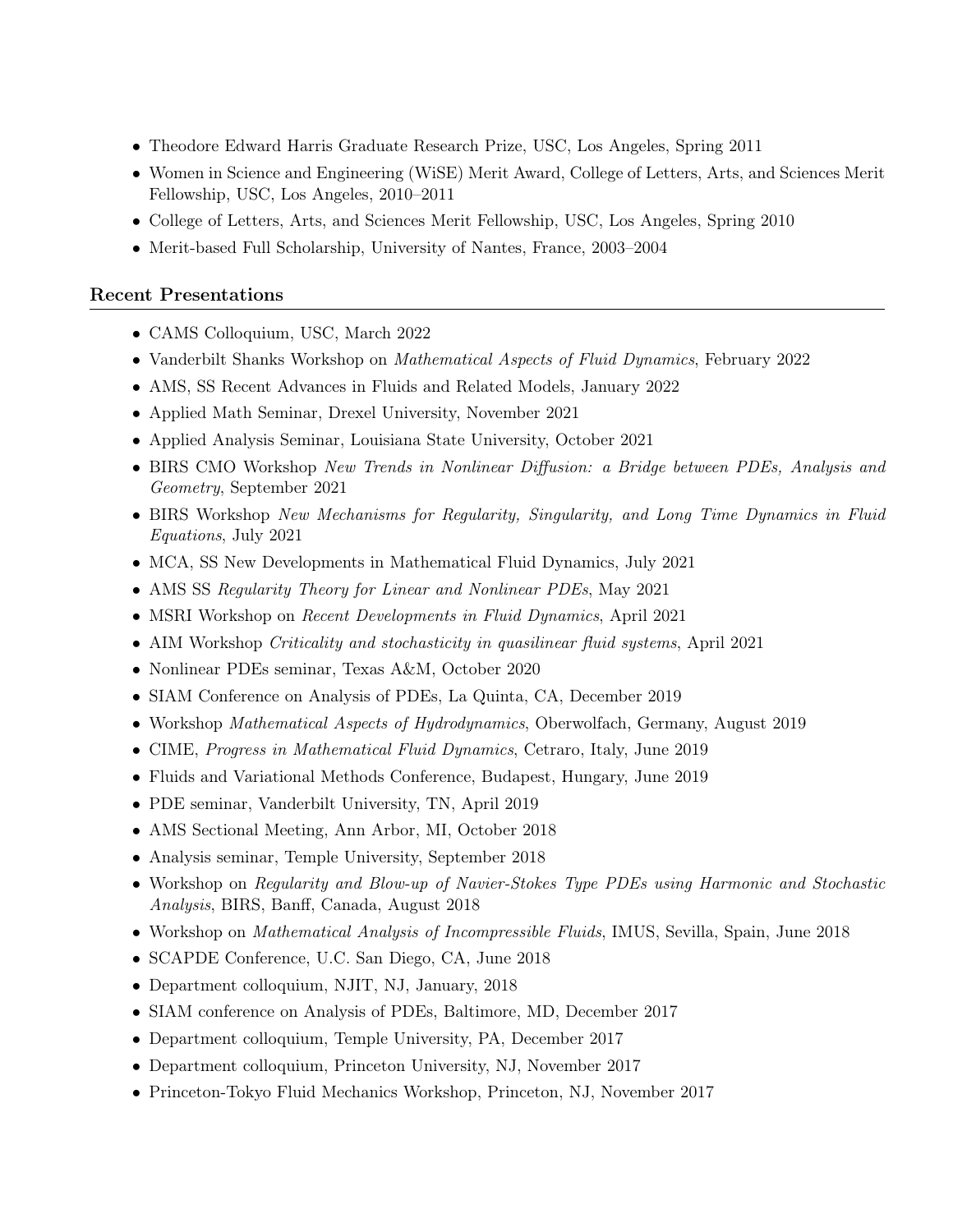- Theodore Edward Harris Graduate Research Prize, USC, Los Angeles, Spring 2011
- Women in Science and Engineering (WiSE) Merit Award, College of Letters, Arts, and Sciences Merit Fellowship, USC, Los Angeles, 2010–2011
- College of Letters, Arts, and Sciences Merit Fellowship, USC, Los Angeles, Spring 2010
- Merit-based Full Scholarship, University of Nantes, France, 2003–2004

## Recent Presentations

- CAMS Colloquium, USC, March 2022
- Vanderbilt Shanks Workshop on *Mathematical Aspects of Fluid Dynamics*, February 2022
- AMS, SS Recent Advances in Fluids and Related Models, January 2022
- Applied Math Seminar, Drexel University, November 2021
- Applied Analysis Seminar, Louisiana State University, October 2021
- BIRS CMO Workshop *New Trends in Nonlinear Diffusion: a Bridge between PDEs, Analysis and Geometry*, September 2021
- BIRS Workshop *New Mechanisms for Regularity, Singularity, and Long Time Dynamics in Fluid Equations*, July 2021
- MCA, SS New Developments in Mathematical Fluid Dynamics, July 2021
- AMS SS *Regularity Theory for Linear and Nonlinear PDEs*, May 2021
- MSRI Workshop on *Recent Developments in Fluid Dynamics*, April 2021
- AIM Workshop *Criticality and stochasticity in quasilinear fluid systems*, April 2021
- Nonlinear PDEs seminar, Texas A&M, October 2020
- SIAM Conference on Analysis of PDEs, La Quinta, CA, December 2019
- Workshop *Mathematical Aspects of Hydrodynamics*, Oberwolfach, Germany, August 2019
- CIME, *Progress in Mathematical Fluid Dynamics*, Cetraro, Italy, June 2019
- Fluids and Variational Methods Conference, Budapest, Hungary, June 2019
- PDE seminar, Vanderbilt University, TN, April 2019
- AMS Sectional Meeting, Ann Arbor, MI, October 2018
- Analysis seminar, Temple University, September 2018
- Workshop on *Regularity and Blow-up of Navier-Stokes Type PDEs using Harmonic and Stochastic Analysis*, BIRS, Banff, Canada, August 2018
- Workshop on *Mathematical Analysis of Incompressible Fluids*, IMUS, Sevilla, Spain, June 2018
- SCAPDE Conference, U.C. San Diego, CA, June 2018
- Department colloquium, NJIT, NJ, January, 2018
- SIAM conference on Analysis of PDEs, Baltimore, MD, December 2017
- Department colloquium, Temple University, PA, December 2017
- Department colloquium, Princeton University, NJ, November 2017
- Princeton-Tokyo Fluid Mechanics Workshop, Princeton, NJ, November 2017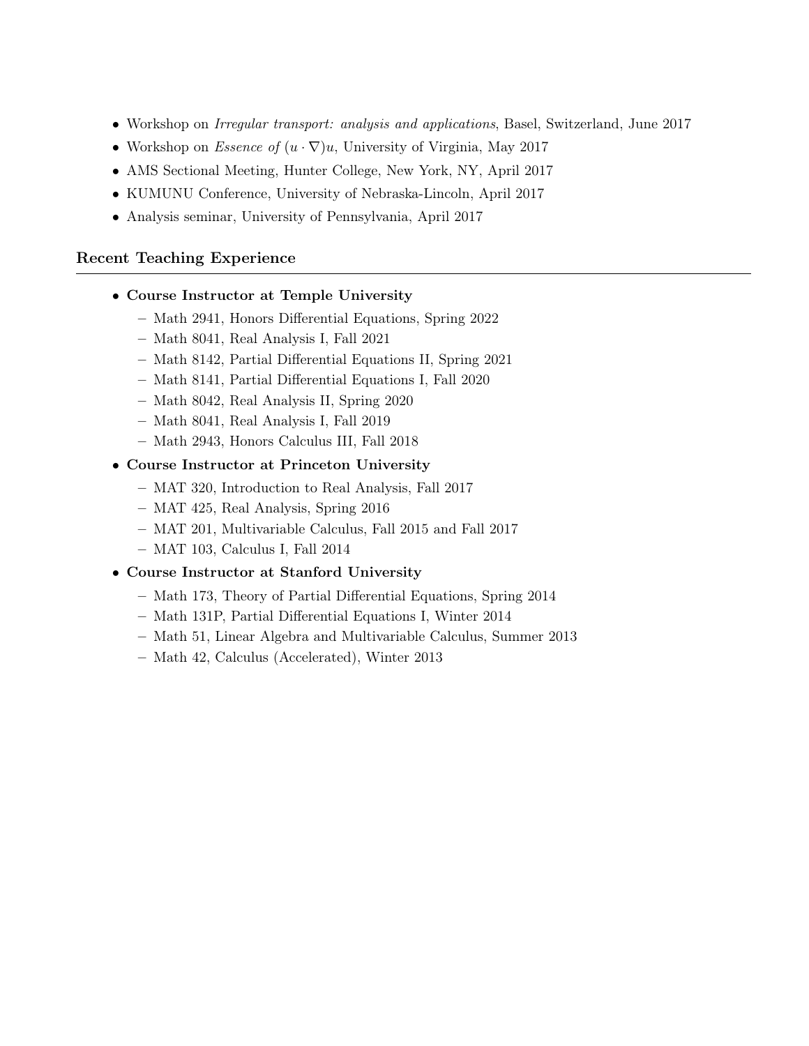- Workshop on *Irregular transport: analysis and applications*, Basel, Switzerland, June 2017
- Workshop on *Essence of* $(u \cdot \nabla)u$, University of Virginia, May 2017
- AMS Sectional Meeting, Hunter College, New York, NY, April 2017
- KUMUNU Conference, University of Nebraska-Lincoln, April 2017
- Analysis seminar, University of Pennsylvania, April 2017

## Recent Teaching Experience

- **Course Instructor at Temple University**
  - Math 2941, Honors Differential Equations, Spring 2022
  - Math 8041, Real Analysis I, Fall 2021
  - Math 8142, Partial Differential Equations II, Spring 2021
  - Math 8141, Partial Differential Equations I, Fall 2020
  - Math 8042, Real Analysis II, Spring 2020
  - Math 8041, Real Analysis I, Fall 2019
  - Math 2943, Honors Calculus III, Fall 2018
- **Course Instructor at Princeton University**
  - MAT 320, Introduction to Real Analysis, Fall 2017
  - MAT 425, Real Analysis, Spring 2016
  - MAT 201, Multivariable Calculus, Fall 2015 and Fall 2017
  - MAT 103, Calculus I, Fall 2014
- **Course Instructor at Stanford University**
  - Math 173, Theory of Partial Differential Equations, Spring 2014
  - Math 131P, Partial Differential Equations I, Winter 2014
  - Math 51, Linear Algebra and Multivariable Calculus, Summer 2013
  - Math 42, Calculus (Accelerated), Winter 2013